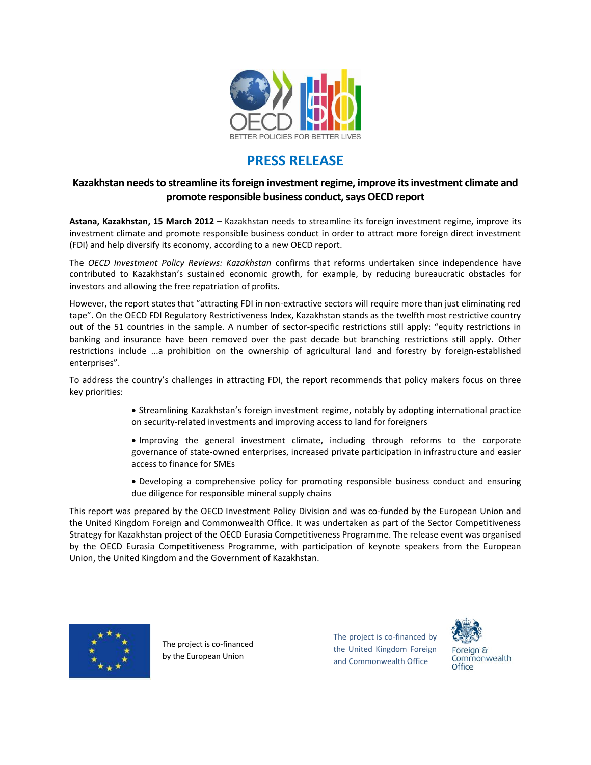OECD
BETTER POLICIES FOR BETTER LIVES

# PRESS RELEASE

## Kazakhstan needs to streamline its foreign investment regime, improve its investment climate and promote responsible business conduct, says OECD report

**Astana, Kazakhstan, 15 March 2012** – Kazakhstan needs to streamline its foreign investment regime, improve its investment climate and promote responsible business conduct in order to attract more foreign direct investment (FDI) and help diversify its economy, according to a new OECD report.

The *OECD Investment Policy Reviews: Kazakhstan* confirms that reforms undertaken since independence have contributed to Kazakhstan's sustained economic growth, for example, by reducing bureaucratic obstacles for investors and allowing the free repatriation of profits.

However, the report states that "attracting FDI in non-extractive sectors will require more than just eliminating red tape". On the OECD FDI Regulatory Restrictiveness Index, Kazakhstan stands as the twelfth most restrictive country out of the 51 countries in the sample. A number of sector-specific restrictions still apply: "equity restrictions in banking and insurance have been removed over the past decade but branching restrictions still apply. Other restrictions include ...a prohibition on the ownership of agricultural land and forestry by foreign-established enterprises".

To address the country's challenges in attracting FDI, the report recommends that policy makers focus on three key priorities:

- Streamlining Kazakhstan's foreign investment regime, notably by adopting international practice on security-related investments and improving access to land for foreigners
- Improving the general investment climate, including through reforms to the corporate governance of state-owned enterprises, increased private participation in infrastructure and easier access to finance for SMEs
- Developing a comprehensive policy for promoting responsible business conduct and ensuring due diligence for responsible mineral supply chains

This report was prepared by the OECD Investment Policy Division and was co-funded by the European Union and the United Kingdom Foreign and Commonwealth Office. It was undertaken as part of the Sector Competitiveness Strategy for Kazakhstan project of the OECD Eurasia Competitiveness Programme. The release event was organised by the OECD Eurasia Competitiveness Programme, with participation of keynote speakers from the European Union, the United Kingdom and the Government of Kazakhstan.

The project is co-financed by the European Union

The project is co-financed by the United Kingdom Foreign and Commonwealth Office

Foreign & Commonwealth Office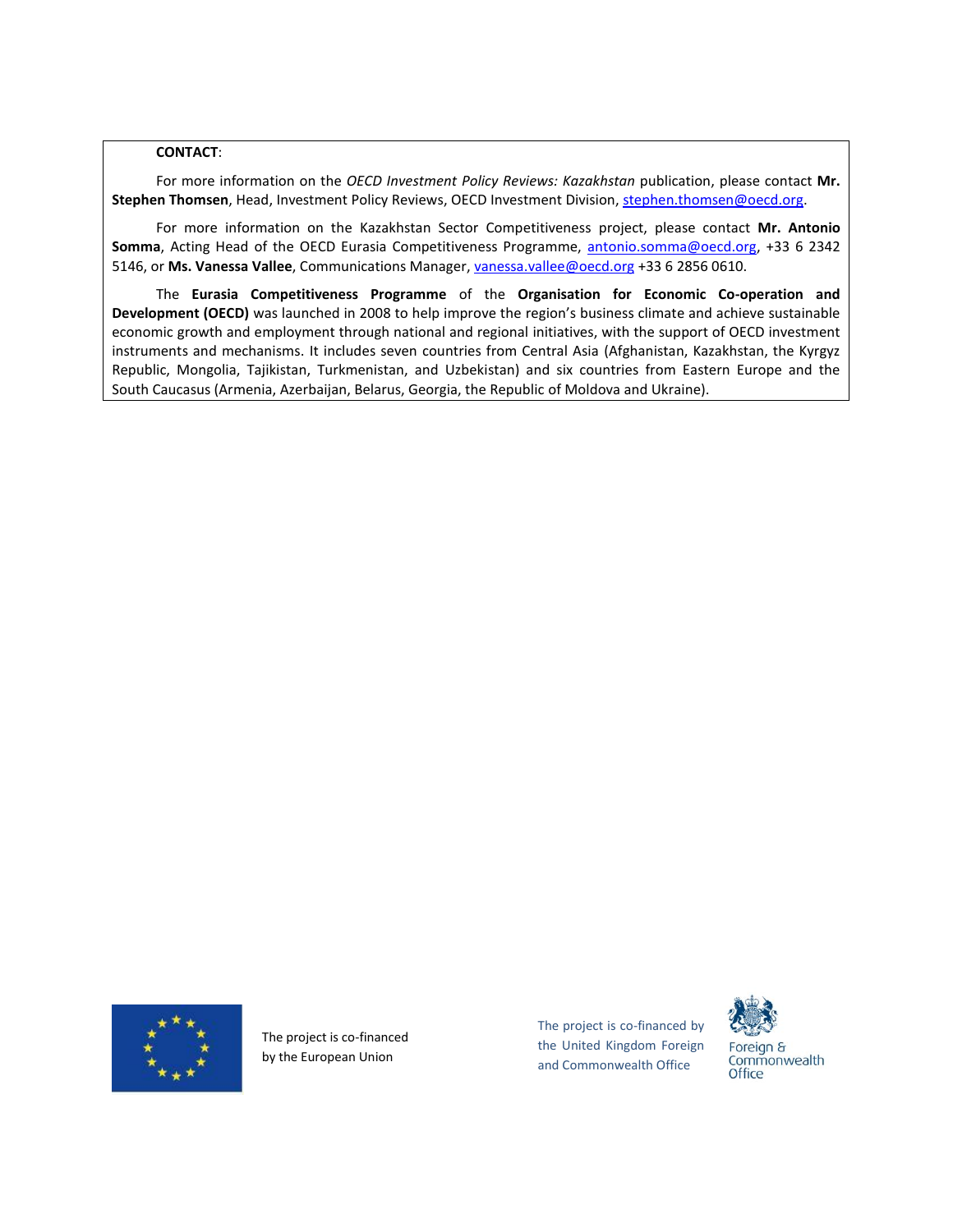**CONTACT**:

For more information on the *OECD Investment Policy Reviews: Kazakhstan* publication, please contact **Mr. Stephen Thomsen**, Head, Investment Policy Reviews, OECD Investment Division, stephen.thomsen@oecd.org.

For more information on the Kazakhstan Sector Competitiveness project, please contact **Mr. Antonio Somma**, Acting Head of the OECD Eurasia Competitiveness Programme, antonio.somma@oecd.org, +33 6 2342 5146, or **Ms. Vanessa Vallee**, Communications Manager, vanessa.vallee@oecd.org +33 6 2856 0610.

The **Eurasia Competitiveness Programme** of the **Organisation for Economic Co-operation and Development (OECD)** was launched in 2008 to help improve the region's business climate and achieve sustainable economic growth and employment through national and regional initiatives, with the support of OECD investment instruments and mechanisms. It includes seven countries from Central Asia (Afghanistan, Kazakhstan, the Kyrgyz Republic, Mongolia, Tajikistan, Turkmenistan, and Uzbekistan) and six countries from Eastern Europe and the South Caucasus (Armenia, Azerbaijan, Belarus, Georgia, the Republic of Moldova and Ukraine).

The project is co-financed by the European Union

The project is co-financed by the United Kingdom Foreign and Commonwealth Office

Foreign & Commonwealth Office